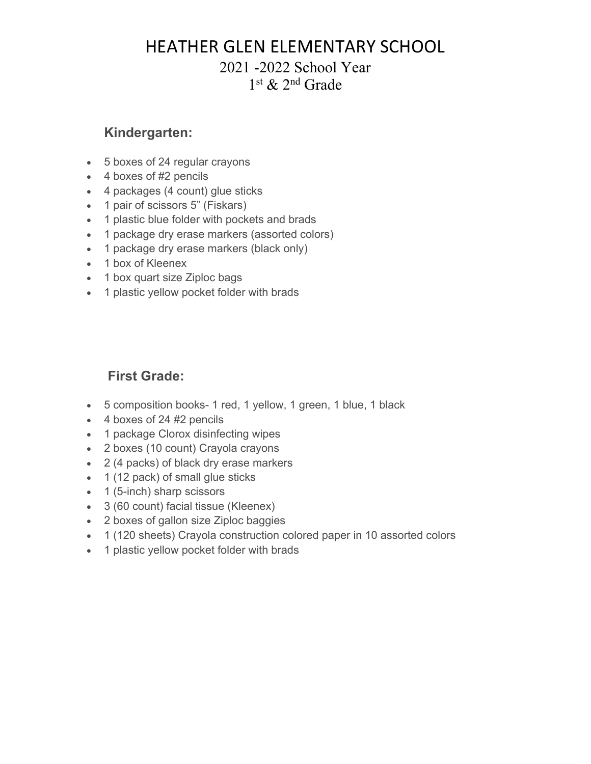# HEATHER GLEN ELEMENTARY SCHOOL

## 2021 -2022 School Year
## 1st & 2nd Grade

### Kindergarten:

- 5 boxes of 24 regular crayons
- 4 boxes of #2 pencils
- 4 packages (4 count) glue sticks
- 1 pair of scissors 5" (Fiskars)
- 1 plastic blue folder with pockets and brads
- 1 package dry erase markers (assorted colors)
- 1 package dry erase markers (black only)
- 1 box of Kleenex
- 1 box quart size Ziploc bags
- 1 plastic yellow pocket folder with brads

### First Grade:

- 5 composition books- 1 red, 1 yellow, 1 green, 1 blue, 1 black
- 4 boxes of 24 #2 pencils
- 1 package Clorox disinfecting wipes
- 2 boxes (10 count) Crayola crayons
- 2 (4 packs) of black dry erase markers
- 1 (12 pack) of small glue sticks
- 1 (5-inch) sharp scissors
- 3 (60 count) facial tissue (Kleenex)
- 2 boxes of gallon size Ziploc baggies
- 1 (120 sheets) Crayola construction colored paper in 10 assorted colors
- 1 plastic yellow pocket folder with brads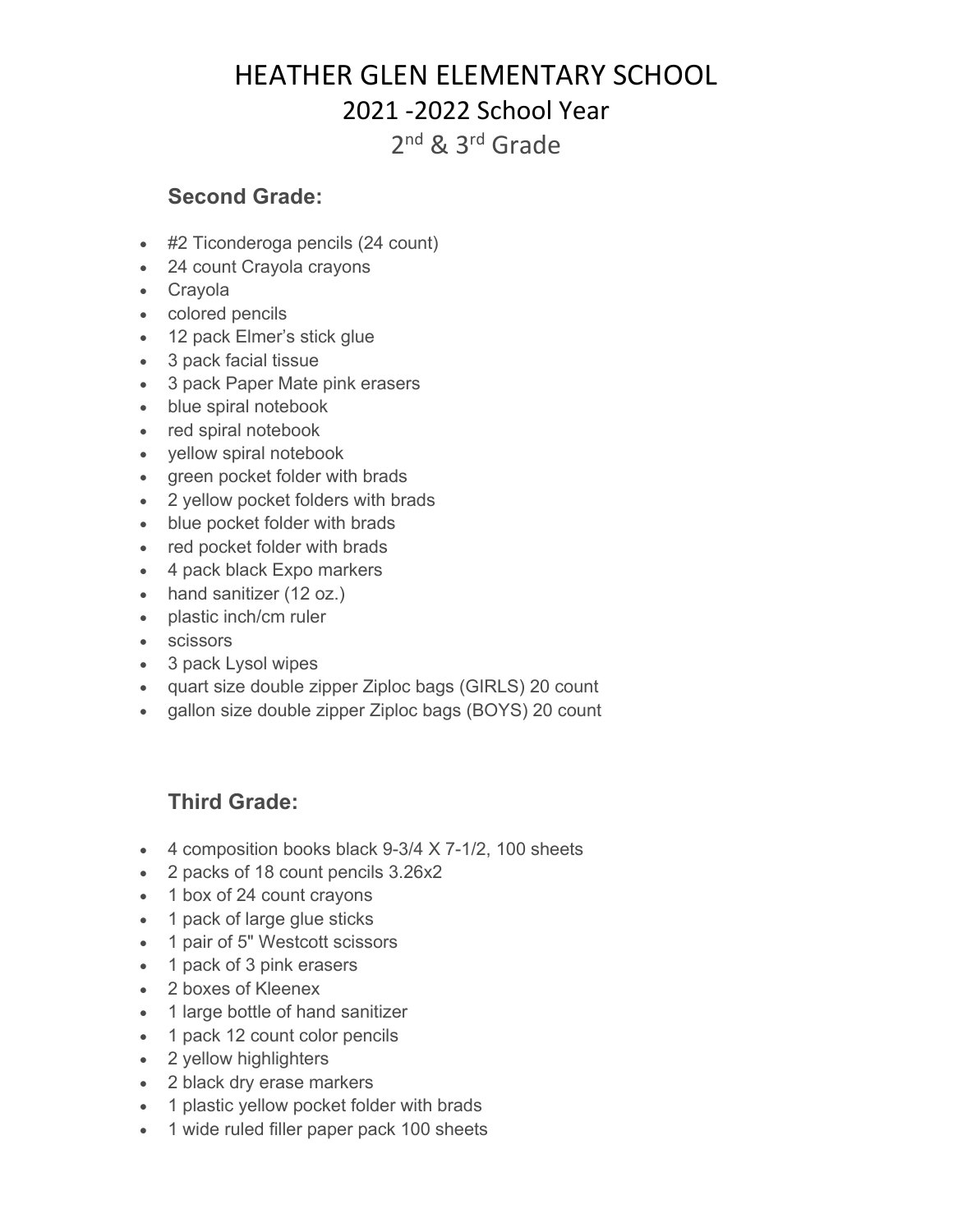# HEATHER GLEN ELEMENTARY SCHOOL

## 2021 -2022 School Year

## 2nd & 3rd Grade

### Second Grade:

- #2 Ticonderoga pencils (24 count)
- 24 count Crayola crayons
- Crayola
- colored pencils
- 12 pack Elmer's stick glue
- 3 pack facial tissue
- 3 pack Paper Mate pink erasers
- blue spiral notebook
- red spiral notebook
- yellow spiral notebook
- green pocket folder with brads
- 2 yellow pocket folders with brads
- blue pocket folder with brads
- red pocket folder with brads
- 4 pack black Expo markers
- hand sanitizer (12 oz.)
- plastic inch/cm ruler
- scissors
- 3 pack Lysol wipes
- quart size double zipper Ziploc bags (GIRLS) 20 count
- gallon size double zipper Ziploc bags (BOYS) 20 count

### Third Grade:

- 4 composition books black 9-3/4 X 7-1/2, 100 sheets
- 2 packs of 18 count pencils 3.26x2
- 1 box of 24 count crayons
- 1 pack of large glue sticks
- 1 pair of 5" Westcott scissors
- 1 pack of 3 pink erasers
- 2 boxes of Kleenex
- 1 large bottle of hand sanitizer
- 1 pack 12 count color pencils
- 2 yellow highlighters
- 2 black dry erase markers
- 1 plastic yellow pocket folder with brads
- 1 wide ruled filler paper pack 100 sheets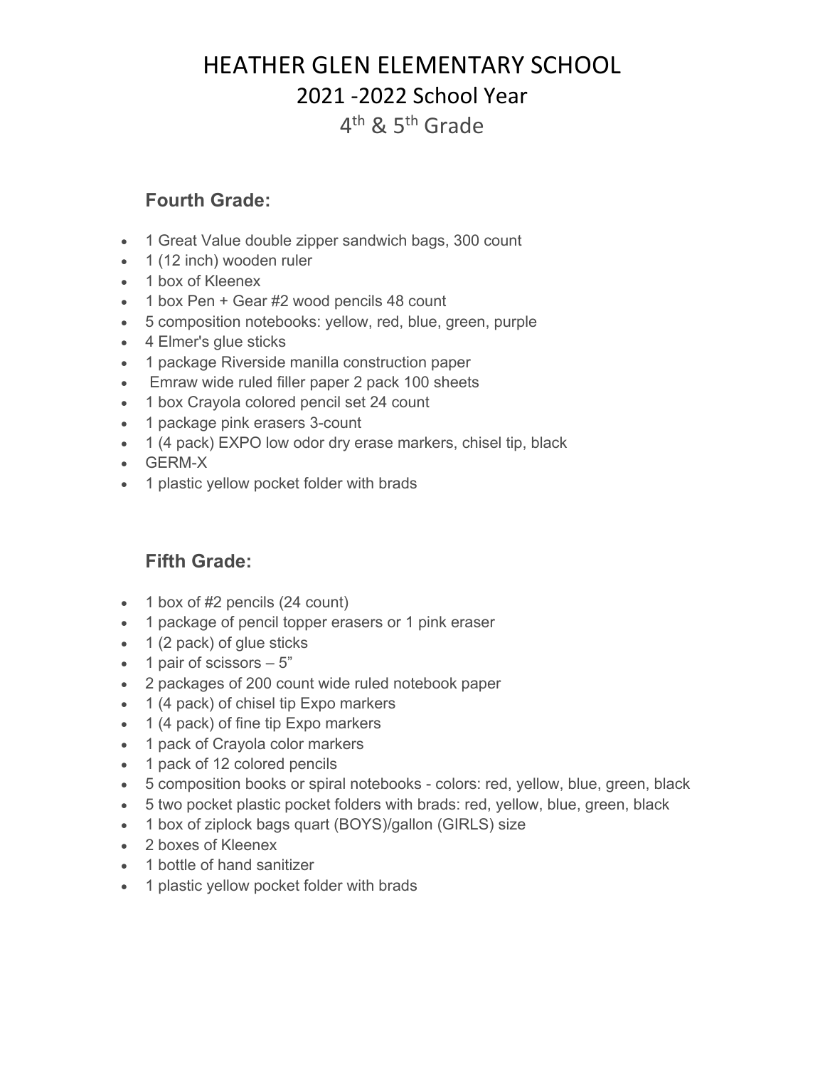# HEATHER GLEN ELEMENTARY SCHOOL

## 2021 -2022 School Year

## 4th & 5th Grade

### Fourth Grade:

- 1 Great Value double zipper sandwich bags, 300 count
- 1 (12 inch) wooden ruler
- 1 box of Kleenex
- 1 box Pen + Gear #2 wood pencils 48 count
- 5 composition notebooks: yellow, red, blue, green, purple
- 4 Elmer's glue sticks
- 1 package Riverside manilla construction paper
- Emraw wide ruled filler paper 2 pack 100 sheets
- 1 box Crayola colored pencil set 24 count
- 1 package pink erasers 3-count
- 1 (4 pack) EXPO low odor dry erase markers, chisel tip, black
- GERM-X
- 1 plastic yellow pocket folder with brads

### Fifth Grade:

- 1 box of #2 pencils (24 count)
- 1 package of pencil topper erasers or 1 pink eraser
- 1 (2 pack) of glue sticks
- 1 pair of scissors – 5”
- 2 packages of 200 count wide ruled notebook paper
- 1 (4 pack) of chisel tip Expo markers
- 1 (4 pack) of fine tip Expo markers
- 1 pack of Crayola color markers
- 1 pack of 12 colored pencils
- 5 composition books or spiral notebooks - colors: red, yellow, blue, green, black
- 5 two pocket plastic pocket folders with brads: red, yellow, blue, green, black
- 1 box of ziplock bags quart (BOYS)/gallon (GIRLS) size
- 2 boxes of Kleenex
- 1 bottle of hand sanitizer
- 1 plastic yellow pocket folder with brads